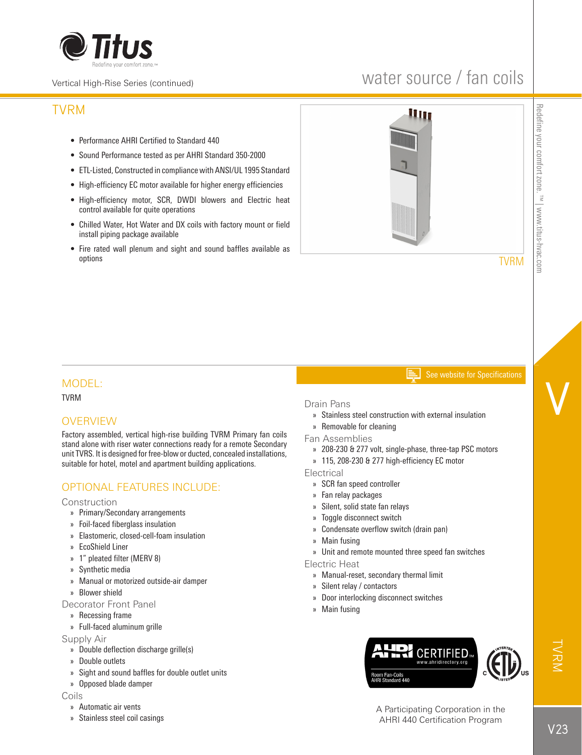Vertical High-Rise Series (continued)

# water source / fan coils

## TVRM

- Performance AHRI Certified to Standard 440
- Sound Performance tested as per AHRI Standard 350-2000
- ETL-Listed, Constructed in compliance with ANSI/UL 1995 Standard
- High-efficiency EC motor available for higher energy efficiencies
- High-efficiency motor, SCR, DWDI blowers and Electric heat control available for quite operations
- Chilled Water, Hot Water and DX coils with factory mount or field install piping package available
- Fire rated wall plenum and sight and sound baffles available as options

TVRM

## MODEL:

TVRM

## OVERVIEW

Factory assembled, vertical high-rise building TVRM Primary fan coils stand alone with riser water connections ready for a remote Secondary unit TVRS. It is designed for free-blow or ducted, concealed installations, suitable for hotel, motel and apartment building applications.

## OPTIONAL FEATURES INCLUDE:

### Construction

- Primary/Secondary arrangements
- Foil-faced fiberglass insulation
- Elastomeric, closed-cell-foam insulation
- EcoShield Liner
- 1" pleated filter (MERV 8)
- Synthetic media
- Manual or motorized outside-air damper
- Blower shield

### Decorator Front Panel

- Recessing frame
- Full-faced aluminum grille

### Supply Air

- Double deflection discharge grille(s)
- Double outlets
- Sight and sound baffles for double outlet units
- Opposed blade damper

### Coils

- Automatic air vents
- Stainless steel coil casings

See website for Specifications

### Drain Pans

- Stainless steel construction with external insulation
- Removable for cleaning

### Fan Assemblies

- 208-230 & 277 volt, single-phase, three-tap PSC motors
- 115, 208-230 & 277 high-efficiency EC motor

### Electrical

- SCR fan speed controller
- Fan relay packages
- Silent, solid state fan relays
- Toggle disconnect switch
- Condensate overflow switch (drain pan)
- Main fusing
- Unit and remote mounted three speed fan switches

### Electric Heat

- Manual-reset, secondary thermal limit
- Silent relay / contactors
- Door interlocking disconnect switches
- Main fusing

AHRI CERTIFIED™ www.ahridirectory.org Room Fan-Coils AHRI Standard 440

A Participating Corporation in the AHRI 440 Certification Program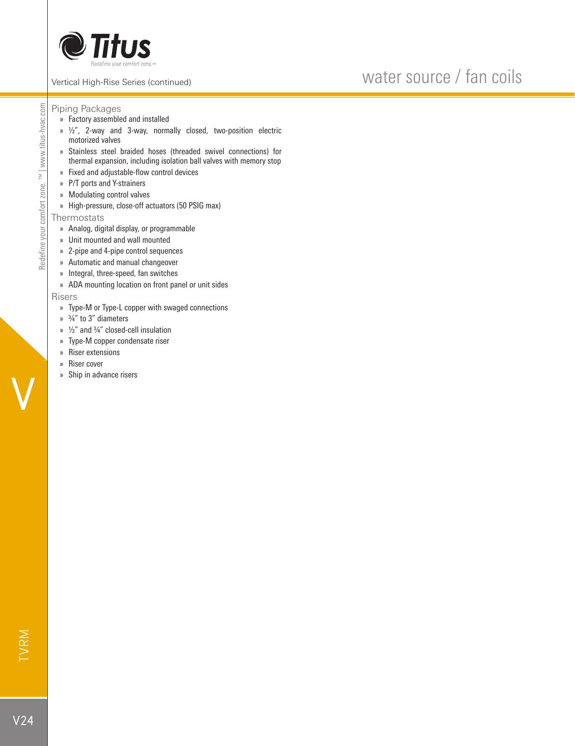## Piping Packages

- Factory assembled and installed
- ½", 2-way and 3-way, normally closed, two-position electric motorized valves
- Stainless steel braided hoses (threaded swivel connections) for thermal expansion, including isolation ball valves with memory stop
- Fixed and adjustable-flow control devices
- P/T ports and Y-strainers
- Modulating control valves
- High-pressure, close-off actuators (50 PSIG max)

## Thermostats

- Analog, digital display, or programmable
- Unit mounted and wall mounted
- 2-pipe and 4-pipe control sequences
- Automatic and manual changeover
- Integral, three-speed, fan switches
- ADA mounting location on front panel or unit sides

## Risers

- Type-M or Type-L copper with swaged connections
- ¾" to 3" diameters
- ½" and ¾" closed-cell insulation
- Type-M copper condensate riser
- Riser extensions
- Riser cover
- Ship in advance risers